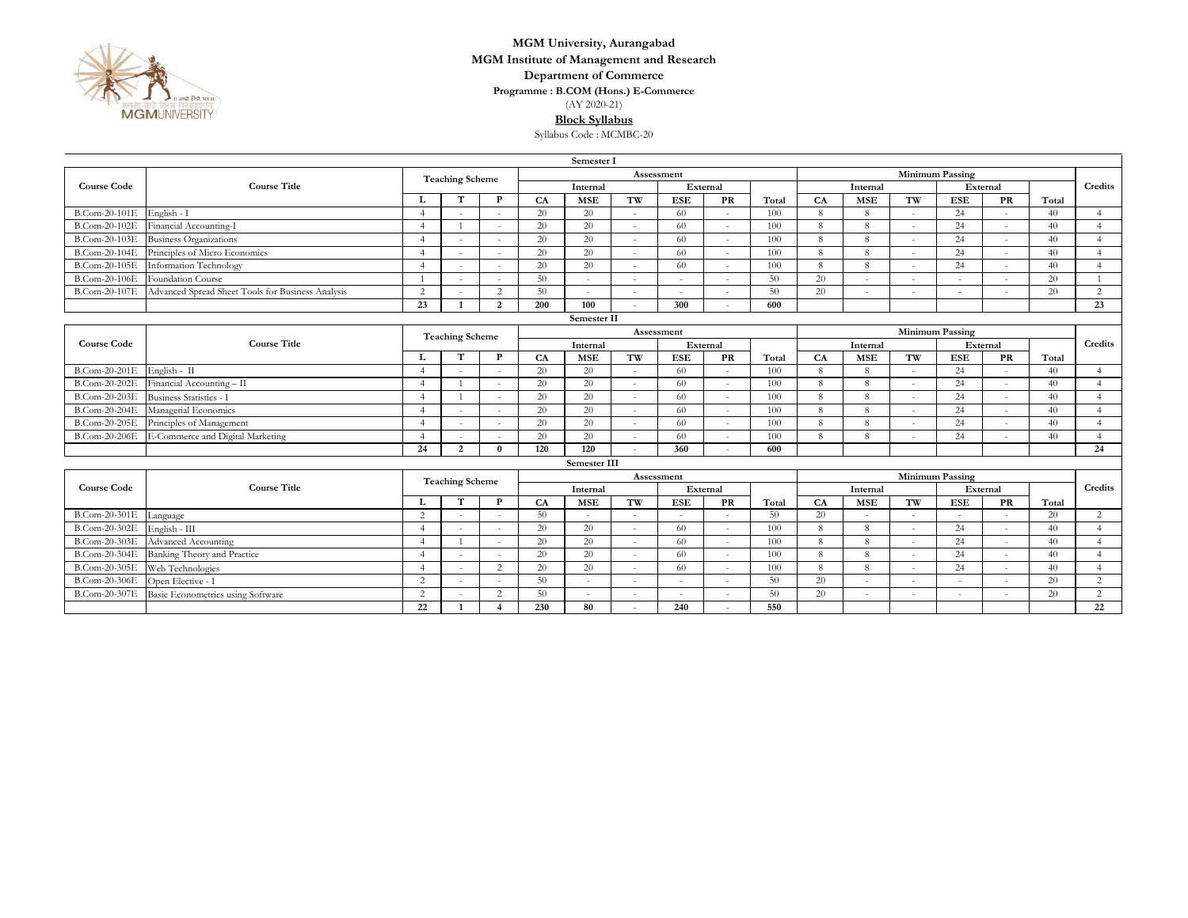**MGM University, Aurangabad**

**MGM Institute of Management and Research**

**Department of Commerce**

**Programme : B.COM (Hons.) E-Commerce**

(AY 2020-21)

**Block Syllabus**

Syllabus Code : MCMBC-20

**Semester I**

| Course Code | Course Title | Teaching Scheme | | | Assessment | | | | | | Minimum Passing | | | | | | Credits |
|---|---|---|---|---|---|---|---|---|---|---|---|---|---|---|---|---|---|
| | | | | | Internal | | | External | | | Internal | | | External | | | |
| | | L | T | P | CA | MSE | TW | ESE | PR | Total | CA | MSE | TW | ESE | PR | Total | |
| B.Com-20-101E | English - I | 4 | - | - | 20 | 20 | - | 60 | - | 100 | 8 | 8 | - | 24 | - | 40 | 4 |
| B.Com-20-102E | Financial Accounting-I | 4 | 1 | - | 20 | 20 | - | 60 | - | 100 | 8 | 8 | - | 24 | - | 40 | 4 |
| B.Com-20-103E | Business Organizations | 4 | - | - | 20 | 20 | - | 60 | - | 100 | 8 | 8 | - | 24 | - | 40 | 4 |
| B.Com-20-104E | Principles of Micro Economics | 4 | - | - | 20 | 20 | - | 60 | - | 100 | 8 | 8 | - | 24 | - | 40 | 4 |
| B.Com-20-105E | Information Technology | 4 | - | - | 20 | 20 | - | 60 | - | 100 | 8 | 8 | - | 24 | - | 40 | 4 |
| B.Com-20-106E | Foundation Course | 1 | - | - | 50 | - | - | - | - | 50 | 20 | - | - | - | - | 20 | 1 |
| B.Com-20-107E | Advanced Spread Sheet Tools for Business Analysis | 2 | - | 2 | 50 | - | - | - | - | 50 | 20 | - | - | - | - | 20 | 2 |
| | | **23** | **1** | **2** | **200** | **100** | - | **300** | - | **600** | | | | | | | **23** |

**Semester II**

| Course Code | Course Title | Teaching Scheme | | | Assessment | | | | | | Minimum Passing | | | | | | Credits |
|---|---|---|---|---|---|---|---|---|---|---|---|---|---|---|---|---|---|
| | | | | | Internal | | | External | | | Internal | | | External | | | |
| | | L | T | P | CA | MSE | TW | ESE | PR | Total | CA | MSE | TW | ESE | PR | Total | |
| B.Com-20-201E | English - II | 4 | - | - | 20 | 20 | - | 60 | - | 100 | 8 | 8 | - | 24 | - | 40 | 4 |
| B.Com-20-202E | Financial Accounting – II | 4 | 1 | - | 20 | 20 | - | 60 | - | 100 | 8 | 8 | - | 24 | - | 40 | 4 |
| B.Com-20-203E | Business Statistics - I | 4 | 1 | - | 20 | 20 | - | 60 | - | 100 | 8 | 8 | - | 24 | - | 40 | 4 |
| B.Com-20-204E | Managerial Economics | 4 | - | - | 20 | 20 | - | 60 | - | 100 | 8 | 8 | - | 24 | - | 40 | 4 |
| B.Com-20-205E | Principles of Management | 4 | - | - | 20 | 20 | - | 60 | - | 100 | 8 | 8 | - | 24 | - | 40 | 4 |
| B.Com-20-206E | E-Commerce and Digital Marketing | 4 | - | - | 20 | 20 | - | 60 | - | 100 | 8 | 8 | - | 24 | - | 40 | 4 |
| | | **24** | **2** | **0** | **120** | **120** | - | **360** | - | **600** | | | | | | | **24** |

**Semester III**

| Course Code | Course Title | Teaching Scheme | | | Assessment | | | | | | Minimum Passing | | | | | | Credits |
|---|---|---|---|---|---|---|---|---|---|---|---|---|---|---|---|---|---|
| | | | | | Internal | | | External | | | Internal | | | External | | | |
| | | L | T | P | CA | MSE | TW | ESE | PR | Total | CA | MSE | TW | ESE | PR | Total | |
| B.Com-20-301E | Language | 2 | - | - | 50 | - | - | - | - | 50 | 20 | - | - | - | - | 20 | 2 |
| B.Com-20-302E | English - III | 4 | - | - | 20 | 20 | - | 60 | - | 100 | 8 | 8 | - | 24 | - | 40 | 4 |
| B.Com-20-303E | Advanced Accounting | 4 | 1 | - | 20 | 20 | - | 60 | - | 100 | 8 | 8 | - | 24 | - | 40 | 4 |
| B.Com-20-304E | Banking Theory and Practice | 4 | - | - | 20 | 20 | - | 60 | - | 100 | 8 | 8 | - | 24 | - | 40 | 4 |
| B.Com-20-305E | Web Technologies | 4 | - | 2 | 20 | 20 | - | 60 | - | 100 | 8 | 8 | - | 24 | - | 40 | 4 |
| B.Com-20-306E | Open Elective - I | 2 | - | - | 50 | - | - | - | - | 50 | 20 | - | - | - | - | 20 | 2 |
| B.Com-20-307E | Basic Econometrics using Software | 2 | - | 2 | 50 | - | - | - | - | 50 | 20 | - | - | - | - | 20 | 2 |
| | | **22** | **1** | **4** | **230** | **80** | - | **240** | - | **550** | | | | | | | **22** |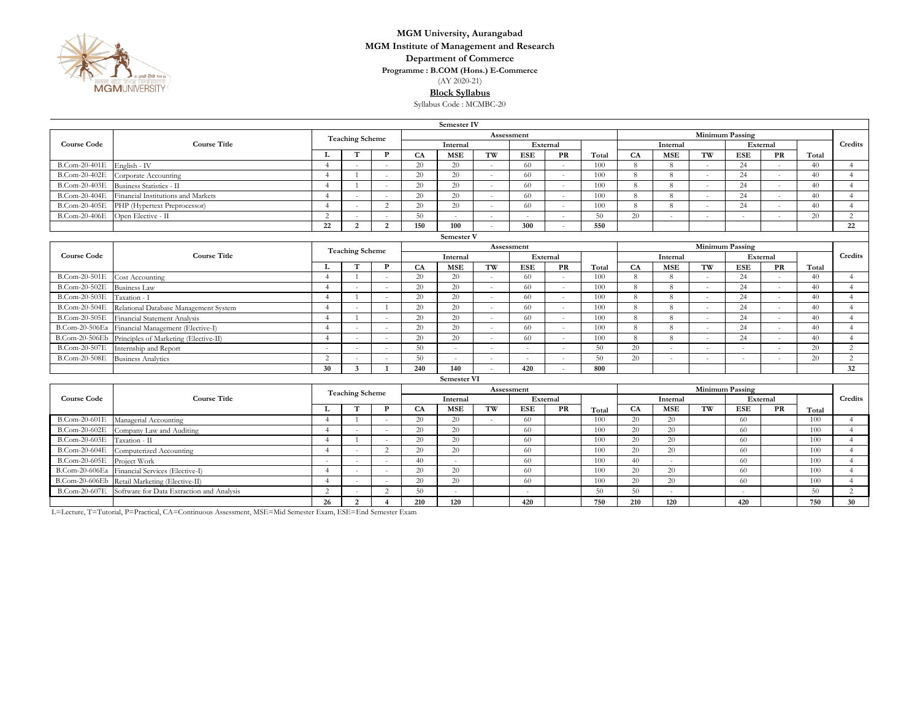**MGM University, Aurangabad**

**MGM Institute of Management and Research**

**Department of Commerce**

**Programme : B.COM (Hons.) E-Commerce**

(AY 2020-21)

**Block Syllabus**

Syllabus Code : MCMBC-20

**Semester IV**

| Course Code | Course Title | Teaching Scheme | | | Assessment | | | | | | Minimum Passing | | | | | | Credits |
|---|---|---|---|---|---|---|---|---|---|---|---|---|---|---|---|---|---|
| | | | | | Internal | | | External | | | Internal | | | External | | | |
| | | L | T | P | CA | MSE | TW | ESE | PR | Total | CA | MSE | TW | ESE | PR | Total | |
| B.Com-20-401E | English - IV | 4 | - | - | 20 | 20 | - | 60 | - | 100 | 8 | 8 | - | 24 | - | 40 | 4 |
| B.Com-20-402E | Corporate Accounting | 4 | 1 | - | 20 | 20 | - | 60 | - | 100 | 8 | 8 | - | 24 | - | 40 | 4 |
| B.Com-20-403E | Business Statistics - II | 4 | 1 | - | 20 | 20 | - | 60 | - | 100 | 8 | 8 | - | 24 | - | 40 | 4 |
| B.Com-20-404E | Financial Institutions and Markets | 4 | - | - | 20 | 20 | - | 60 | - | 100 | 8 | 8 | - | 24 | - | 40 | 4 |
| B.Com-20-405E | PHP (Hypertext Preprocessor) | 4 | - | 2 | 20 | 20 | - | 60 | - | 100 | 8 | 8 | - | 24 | - | 40 | 4 |
| B.Com-20-406E | Open Elective - II | 2 | - | - | 50 | - | - | - | - | 50 | 20 | - | - | - | - | 20 | 2 |
| | | **22** | **2** | **2** | **150** | **100** | - | **300** | - | **550** | | | | | | | **22** |

**Semester V**

| Course Code | Course Title | Teaching Scheme | | | Assessment | | | | | | Minimum Passing | | | | | | Credits |
|---|---|---|---|---|---|---|---|---|---|---|---|---|---|---|---|---|---|
| | | | | | Internal | | | External | | | Internal | | | External | | | |
| | | L | T | P | CA | MSE | TW | ESE | PR | Total | CA | MSE | TW | ESE | PR | Total | |
| B.Com-20-501E | Cost Accounting | 4 | 1 | - | 20 | 20 | - | 60 | - | 100 | 8 | 8 | - | 24 | - | 40 | 4 |
| B.Com-20-502E | Business Law | 4 | - | - | 20 | 20 | - | 60 | - | 100 | 8 | 8 | - | 24 | - | 40 | 4 |
| B.Com-20-503E | Taxation - I | 4 | 1 | - | 20 | 20 | - | 60 | - | 100 | 8 | 8 | - | 24 | - | 40 | 4 |
| B.Com-20-504E | Relational Database Management System | 4 | - | 1 | 20 | 20 | - | 60 | - | 100 | 8 | 8 | - | 24 | - | 40 | 4 |
| B.Com-20-505E | Financial Statement Analysis | 4 | 1 | - | 20 | 20 | - | 60 | - | 100 | 8 | 8 | - | 24 | - | 40 | 4 |
| B.Com-20-506Ea | Financial Management (Elective-I) | 4 | - | - | 20 | 20 | - | 60 | - | 100 | 8 | 8 | - | 24 | - | 40 | 4 |
| B.Com-20-506Eb | Principles of Marketing (Elective-II) | 4 | - | - | 20 | 20 | - | 60 | - | 100 | 8 | 8 | - | 24 | - | 40 | 4 |
| B.Com-20-507E | Internship and Report | - | - | - | 50 | - | - | - | - | 50 | 20 | - | - | - | - | 20 | 2 |
| B.Com-20-508E | Business Analytics | 2 | - | - | 50 | - | - | - | - | 50 | 20 | - | - | - | - | 20 | 2 |
| | | **30** | **3** | **1** | **240** | **140** | - | **420** | - | **800** | | | | | | | **32** |

**Semester VI**

| Course Code | Course Title | Teaching Scheme | | | Assessment | | | | | | Minimum Passing | | | | | | Credits |
|---|---|---|---|---|---|---|---|---|---|---|---|---|---|---|---|---|---|
| | | | | | Internal | | | External | | | Internal | | | External | | | |
| | | L | T | P | CA | MSE | TW | ESE | PR | Total | CA | MSE | TW | ESE | PR | Total | |
| B.Com-20-601E | Managerial Accounting | 4 | 1 | - | 20 | 20 | - | 60 | | 100 | 20 | 20 | | 60 | | 100 | 4 |
| B.Com-20-602E | Company Law and Auditing | 4 | - | - | 20 | 20 | | 60 | | 100 | 20 | 20 | | 60 | | 100 | 4 |
| B.Com-20-603E | Taxation - II | 4 | 1 | - | 20 | 20 | | 60 | | 100 | 20 | 20 | | 60 | | 100 | 4 |
| B.Com-20-604E | Computerized Accounting | 4 | - | 2 | 20 | 20 | | 60 | | 100 | 20 | 20 | | 60 | | 100 | 4 |
| B.Com-20-605E | Project Work | - | - | - | 40 | - | | 60 | | 100 | 40 | - | | 60 | | 100 | 4 |
| B.Com-20-606Ea | Financial Services (Elective-I) | 4 | - | - | 20 | 20 | | 60 | | 100 | 20 | 20 | | 60 | | 100 | 4 |
| B.Com-20-606Eb | Retail Marketing (Elective-II) | 4 | - | - | 20 | 20 | | 60 | | 100 | 20 | 20 | | 60 | | 100 | 4 |
| B.Com-20-607E | Software for Data Extraction and Analysis | 2 | - | 2 | 50 | - | | - | | 50 | 50 | - | | - | | 50 | 2 |
| | | **26** | **2** | **4** | **210** | **120** | | **420** | | **750** | **210** | **120** | | **420** | | **750** | **30** |

L=Lecture, T=Tutorial, P=Practical, CA=Continuous Assessment, MSE=Mid Semester Exam, ESE=End Semester Exam